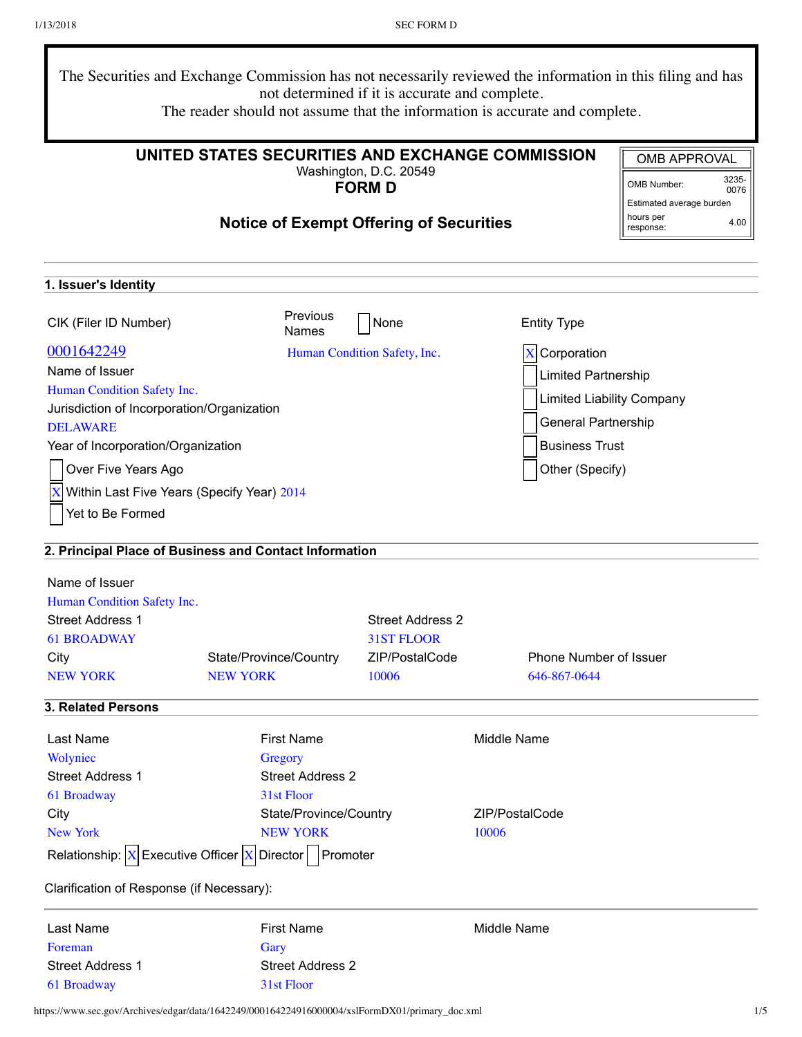The Securities and Exchange Commission has not necessarily reviewed the information in this filing and has not determined if it is accurate and complete.
The reader should not assume that the information is accurate and complete.

**UNITED STATES SECURITIES AND EXCHANGE COMMISSION**
Washington, D.C. 20549
**FORM D**

**Notice of Exempt Offering of Securities**

| OMB APPROVAL | |
|---|---|
| OMB Number: | 3235-0076 |
| Estimated average burden hours per response: | 4.00 |

## 1. Issuer's Identity

CIK (Filer ID Number)
0001642249

Previous Names: [ ] None
Human Condition Safety, Inc.

Name of Issuer
Human Condition Safety Inc.

Jurisdiction of Incorporation/Organization
DELAWARE

Year of Incorporation/Organization
[ ] Over Five Years Ago
[X] Within Last Five Years (Specify Year) 2014
[ ] Yet to Be Formed

Entity Type
[X] Corporation
[ ] Limited Partnership
[ ] Limited Liability Company
[ ] General Partnership
[ ] Business Trust
[ ] Other (Specify)

## 2. Principal Place of Business and Contact Information

Name of Issuer
Human Condition Safety Inc.

| Street Address 1 | | Street Address 2 | |
|---|---|---|---|
| 61 BROADWAY | | 31ST FLOOR | |
| **City** | **State/Province/Country** | **ZIP/PostalCode** | **Phone Number of Issuer** |
| NEW YORK | NEW YORK | 10006 | 646-867-0644 |

## 3. Related Persons

| Last Name | First Name | Middle Name |
|---|---|---|
| Wolyniec | Gregory | |
| **Street Address 1** | **Street Address 2** | |
| 61 Broadway | 31st Floor | |
| **City** | **State/Province/Country** | **ZIP/PostalCode** |
| New York | NEW YORK | 10006 |

Relationship: [X] Executive Officer [X] Director [ ] Promoter

Clarification of Response (if Necessary):

| Last Name | First Name | Middle Name |
|---|---|---|
| Foreman | Gary | |
| **Street Address 1** | **Street Address 2** | |
| 61 Broadway | 31st Floor | |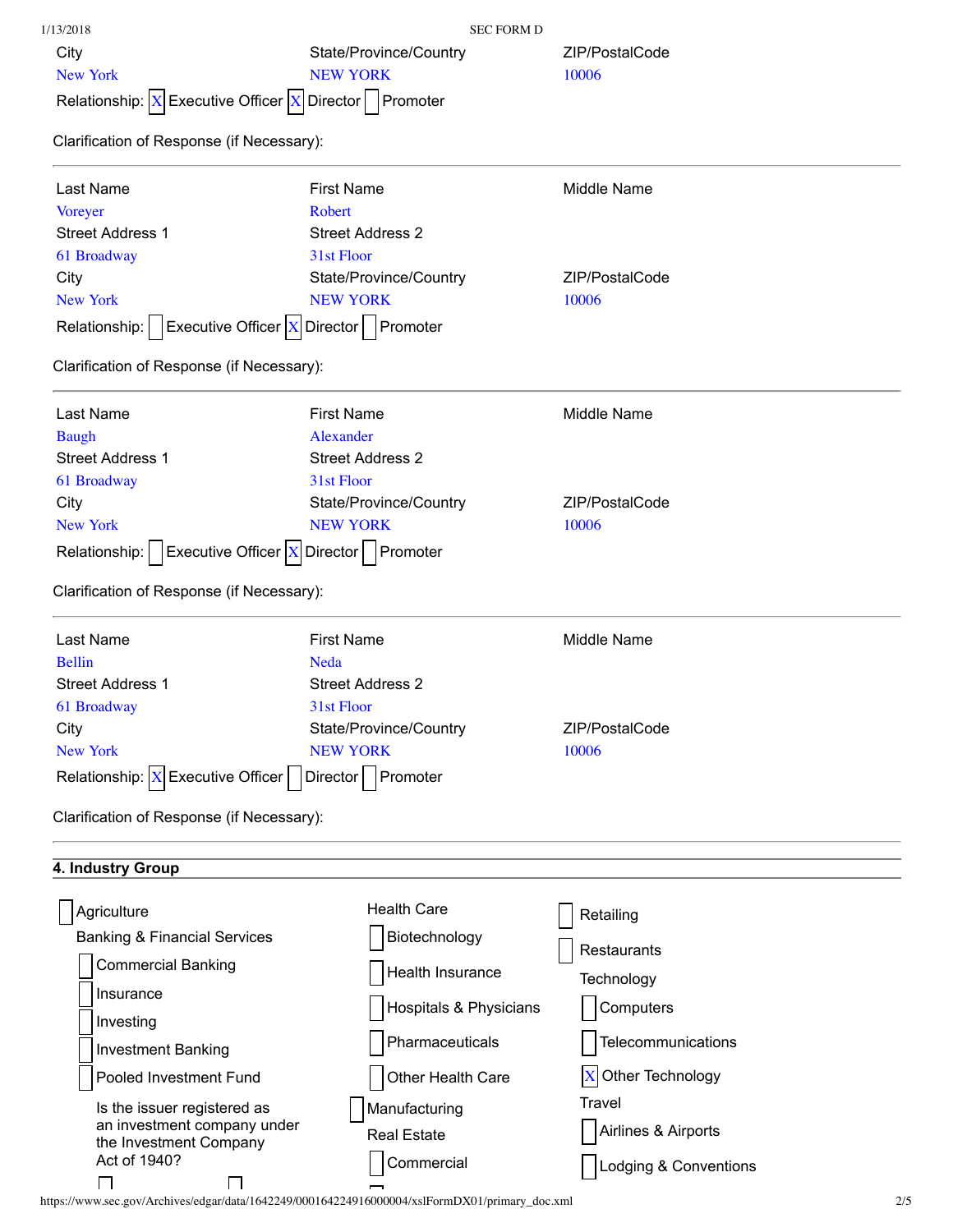City: New York
State/Province/Country: NEW YORK
ZIP/PostalCode: 10006

Relationship: [X] Executive Officer [X] Director [ ] Promoter

Clarification of Response (if Necessary):

---

| Last Name | First Name | Middle Name |
|---|---|---|
| Voreyer | Robert | |
| **Street Address 1** | **Street Address 2** | |
| 61 Broadway | 31st Floor | |
| **City** | **State/Province/Country** | **ZIP/PostalCode** |
| New York | NEW YORK | 10006 |

Relationship: [ ] Executive Officer [X] Director [ ] Promoter

Clarification of Response (if Necessary):

---

| Last Name | First Name | Middle Name |
|---|---|---|
| Baugh | Alexander | |
| **Street Address 1** | **Street Address 2** | |
| 61 Broadway | 31st Floor | |
| **City** | **State/Province/Country** | **ZIP/PostalCode** |
| New York | NEW YORK | 10006 |

Relationship: [ ] Executive Officer [X] Director [ ] Promoter

Clarification of Response (if Necessary):

---

| Last Name | First Name | Middle Name |
|---|---|---|
| Bellin | Neda | |
| **Street Address 1** | **Street Address 2** | |
| 61 Broadway | 31st Floor | |
| **City** | **State/Province/Country** | **ZIP/PostalCode** |
| New York | NEW YORK | 10006 |

Relationship: [X] Executive Officer [ ] Director [ ] Promoter

Clarification of Response (if Necessary):

---

## 4. Industry Group

- [ ] Agriculture
- Banking & Financial Services
  - [ ] Commercial Banking
  - [ ] Insurance
  - [ ] Investing
  - [ ] Investment Banking
  - [ ] Pooled Investment Fund
  - Is the issuer registered as an investment company under the Investment Company Act of 1940?
- Health Care
  - [ ] Biotechnology
  - [ ] Health Insurance
  - [ ] Hospitals & Physicians
  - [ ] Pharmaceuticals
  - [ ] Other Health Care
- [ ] Manufacturing
- Real Estate
  - [ ] Commercial
- [ ] Retailing
- [ ] Restaurants
- Technology
  - [ ] Computers
  - [ ] Telecommunications
  - [X] Other Technology
- Travel
  - [ ] Airlines & Airports
  - [ ] Lodging & Conventions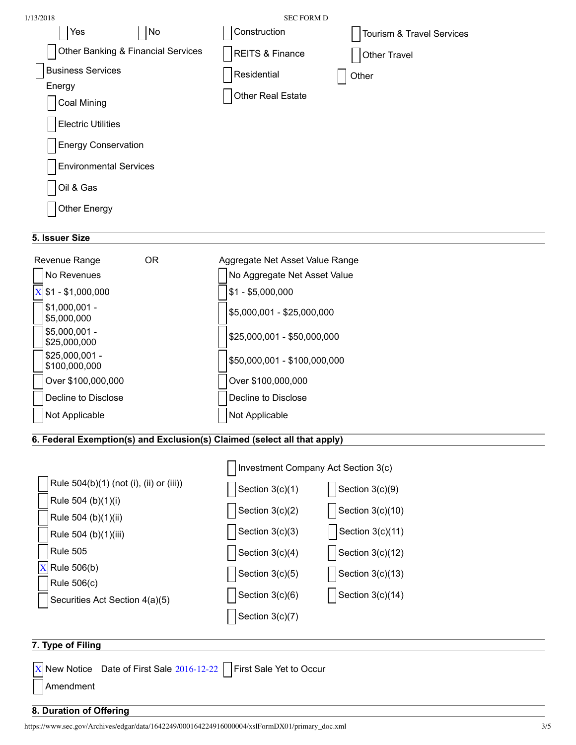- [ ] Yes
- [ ] No
- [ ] Other Banking & Financial Services
- [ ] Business Services

Energy

- [ ] Coal Mining
- [ ] Electric Utilities
- [ ] Energy Conservation
- [ ] Environmental Services
- [ ] Oil & Gas
- [ ] Other Energy

- [ ] Construction
- [ ] REITS & Finance
- [ ] Residential
- [ ] Other Real Estate

- [ ] Tourism & Travel Services
- [ ] Other Travel
- [ ] Other

## 5. Issuer Size

| Revenue Range | OR | Aggregate Net Asset Value Range |
|---|---|---|
| [ ] No Revenues | | [ ] No Aggregate Net Asset Value |
| [X] $1 - $1,000,000 | | [ ] $1 - $5,000,000 |
| [ ] $1,000,001 - $5,000,000 | | [ ] $5,000,001 - $25,000,000 |
| [ ] $5,000,001 - $25,000,000 | | [ ] $25,000,001 - $50,000,000 |
| [ ] $25,000,001 - $100,000,000 | | [ ] $50,000,001 - $100,000,000 |
| [ ] Over $100,000,000 | | [ ] Over $100,000,000 |
| [ ] Decline to Disclose | | [ ] Decline to Disclose |
| [ ] Not Applicable | | [ ] Not Applicable |

## 6. Federal Exemption(s) and Exclusion(s) Claimed (select all that apply)

- [ ] Rule 504(b)(1) (not (i), (ii) or (iii))
- [ ] Rule 504 (b)(1)(i)
- [ ] Rule 504 (b)(1)(ii)
- [ ] Rule 504 (b)(1)(iii)
- [ ] Rule 505
- [X] Rule 506(b)
- [ ] Rule 506(c)
- [ ] Securities Act Section 4(a)(5)

- [ ] Investment Company Act Section 3(c)
  - [ ] Section 3(c)(1)
  - [ ] Section 3(c)(2)
  - [ ] Section 3(c)(3)
  - [ ] Section 3(c)(4)
  - [ ] Section 3(c)(5)
  - [ ] Section 3(c)(6)
  - [ ] Section 3(c)(7)
  - [ ] Section 3(c)(9)
  - [ ] Section 3(c)(10)
  - [ ] Section 3(c)(11)
  - [ ] Section 3(c)(12)
  - [ ] Section 3(c)(13)
  - [ ] Section 3(c)(14)

## 7. Type of Filing

- [X] New Notice Date of First Sale 2016-12-22 [ ] First Sale Yet to Occur
- [ ] Amendment

## 8. Duration of Offering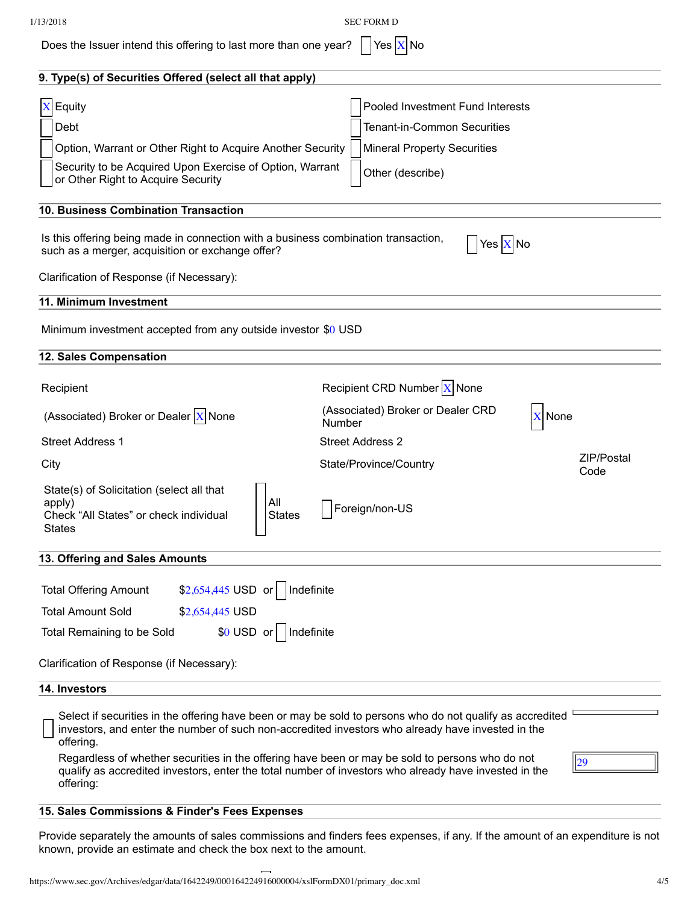Does the Issuer intend this offering to last more than one year? ☐ Yes ☒ No

## 9. Type(s) of Securities Offered (select all that apply)

☒ Equity
☐ Debt
☐ Option, Warrant or Other Right to Acquire Another Security
☐ Security to be Acquired Upon Exercise of Option, Warrant or Other Right to Acquire Security
☐ Pooled Investment Fund Interests
☐ Tenant-in-Common Securities
☐ Mineral Property Securities
☐ Other (describe)

## 10. Business Combination Transaction

Is this offering being made in connection with a business combination transaction, such as a merger, acquisition or exchange offer? ☐ Yes ☒ No

Clarification of Response (if Necessary):

## 11. Minimum Investment

Minimum investment accepted from any outside investor $0 USD

## 12. Sales Compensation

Recipient

Recipient CRD Number ☒ None

(Associated) Broker or Dealer ☒ None

(Associated) Broker or Dealer CRD Number ☒ None

Street Address 1

Street Address 2

City

State/Province/Country

ZIP/Postal Code

State(s) of Solicitation (select all that apply)
Check "All States" or check individual States ☐ All States ☐ Foreign/non-US

## 13. Offering and Sales Amounts

Total Offering Amount $2,654,445 USD or ☐ Indefinite

Total Amount Sold $2,654,445 USD

Total Remaining to be Sold $0 USD or ☐ Indefinite

Clarification of Response (if Necessary):

## 14. Investors

☐ Select if securities in the offering have been or may be sold to persons who do not qualify as accredited investors, and enter the number of such non-accredited investors who already have invested in the offering.

Regardless of whether securities in the offering have been or may be sold to persons who do not qualify as accredited investors, enter the total number of investors who already have invested in the offering: 29

## 15. Sales Commissions & Finder's Fees Expenses

Provide separately the amounts of sales commissions and finders fees expenses, if any. If the amount of an expenditure is not known, provide an estimate and check the box next to the amount.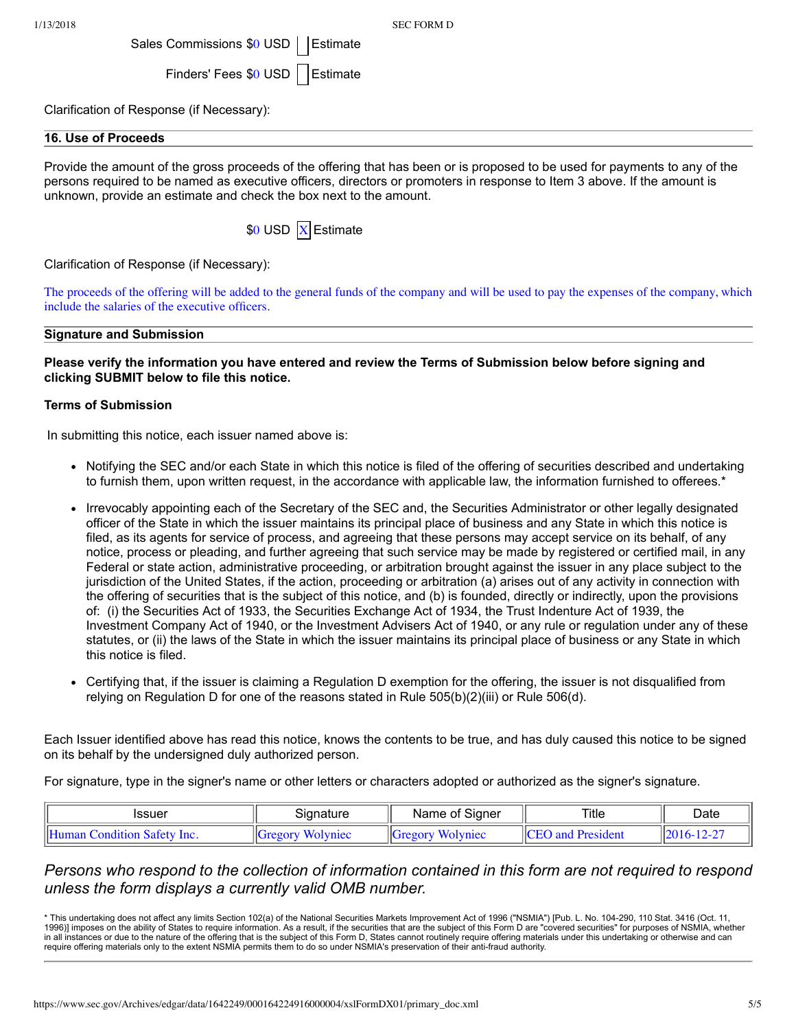Sales Commissions $0 USD ☐ Estimate

Finders' Fees $0 USD ☐ Estimate

Clarification of Response (if Necessary):

## 16. Use of Proceeds

Provide the amount of the gross proceeds of the offering that has been or is proposed to be used for payments to any of the persons required to be named as executive officers, directors or promoters in response to Item 3 above. If the amount is unknown, provide an estimate and check the box next to the amount.

$0 USD ☒ Estimate

Clarification of Response (if Necessary):

The proceeds of the offering will be added to the general funds of the company and will be used to pay the expenses of the company, which include the salaries of the executive officers.

## Signature and Submission

**Please verify the information you have entered and review the Terms of Submission below before signing and clicking SUBMIT below to file this notice.**

**Terms of Submission**

In submitting this notice, each issuer named above is:

- Notifying the SEC and/or each State in which this notice is filed of the offering of securities described and undertaking to furnish them, upon written request, in the accordance with applicable law, the information furnished to offerees.*
- Irrevocably appointing each of the Secretary of the SEC and, the Securities Administrator or other legally designated officer of the State in which the issuer maintains its principal place of business and any State in which this notice is filed, as its agents for service of process, and agreeing that these persons may accept service on its behalf, of any notice, process or pleading, and further agreeing that such service may be made by registered or certified mail, in any Federal or state action, administrative proceeding, or arbitration brought against the issuer in any place subject to the jurisdiction of the United States, if the action, proceeding or arbitration (a) arises out of any activity in connection with the offering of securities that is the subject of this notice, and (b) is founded, directly or indirectly, upon the provisions of: (i) the Securities Act of 1933, the Securities Exchange Act of 1934, the Trust Indenture Act of 1939, the Investment Company Act of 1940, or the Investment Advisers Act of 1940, or any rule or regulation under any of these statutes, or (ii) the laws of the State in which the issuer maintains its principal place of business or any State in which this notice is filed.
- Certifying that, if the issuer is claiming a Regulation D exemption for the offering, the issuer is not disqualified from relying on Regulation D for one of the reasons stated in Rule 505(b)(2)(iii) or Rule 506(d).

Each Issuer identified above has read this notice, knows the contents to be true, and has duly caused this notice to be signed on its behalf by the undersigned duly authorized person.

For signature, type in the signer's name or other letters or characters adopted or authorized as the signer's signature.

| Issuer | Signature | Name of Signer | Title | Date |
|---|---|---|---|---|
| Human Condition Safety Inc. | Gregory Wolyniec | Gregory Wolyniec | CEO and President | 2016-12-27 |

*Persons who respond to the collection of information contained in this form are not required to respond unless the form displays a currently valid OMB number.*

\* This undertaking does not affect any limits Section 102(a) of the National Securities Markets Improvement Act of 1996 ("NSMIA") [Pub. L. No. 104-290, 110 Stat. 3416 (Oct. 11, 1996)] imposes on the ability of States to require information. As a result, if the securities that are the subject of this Form D are "covered securities" for purposes of NSMIA, whether in all instances or due to the nature of the offering that is the subject of this Form D, States cannot routinely require offering materials under this undertaking or otherwise and can require offering materials only to the extent NSMIA permits them to do so under NSMIA's preservation of their anti-fraud authority.